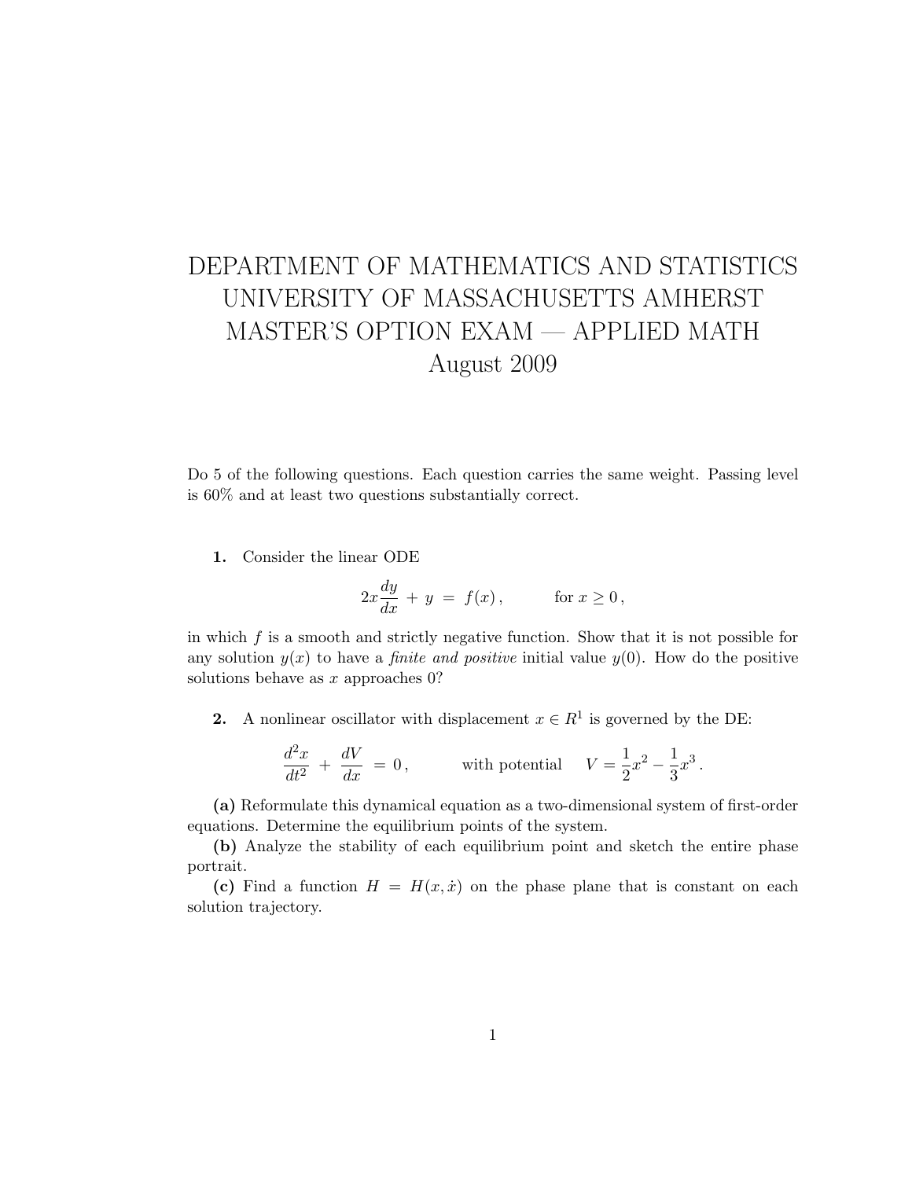# DEPARTMENT OF MATHEMATICS AND STATISTICS
# UNIVERSITY OF MASSACHUSETTS AMHERST
# MASTER'S OPTION EXAM — APPLIED MATH
# August 2009

Do 5 of the following questions. Each question carries the same weight. Passing level is 60% and at least two questions substantially correct.

**1.** Consider the linear ODE

$$2x\frac{dy}{dx} + y = f(x), \qquad \text{for } x \geq 0,$$

in which $f$ is a smooth and strictly negative function. Show that it is not possible for any solution $y(x)$ to have a *finite and positive* initial value $y(0)$. How do the positive solutions behave as $x$ approaches 0?

**2.** A nonlinear oscillator with displacement $x \in R^1$ is governed by the DE:

$$\frac{d^2x}{dt^2} + \frac{dV}{dx} = 0, \qquad \text{with potential} \quad V = \frac{1}{2}x^2 - \frac{1}{3}x^3.$$

**(a)** Reformulate this dynamical equation as a two-dimensional system of first-order equations. Determine the equilibrium points of the system.

**(b)** Analyze the stability of each equilibrium point and sketch the entire phase portrait.

**(c)** Find a function $H = H(x, \dot{x})$ on the phase plane that is constant on each solution trajectory.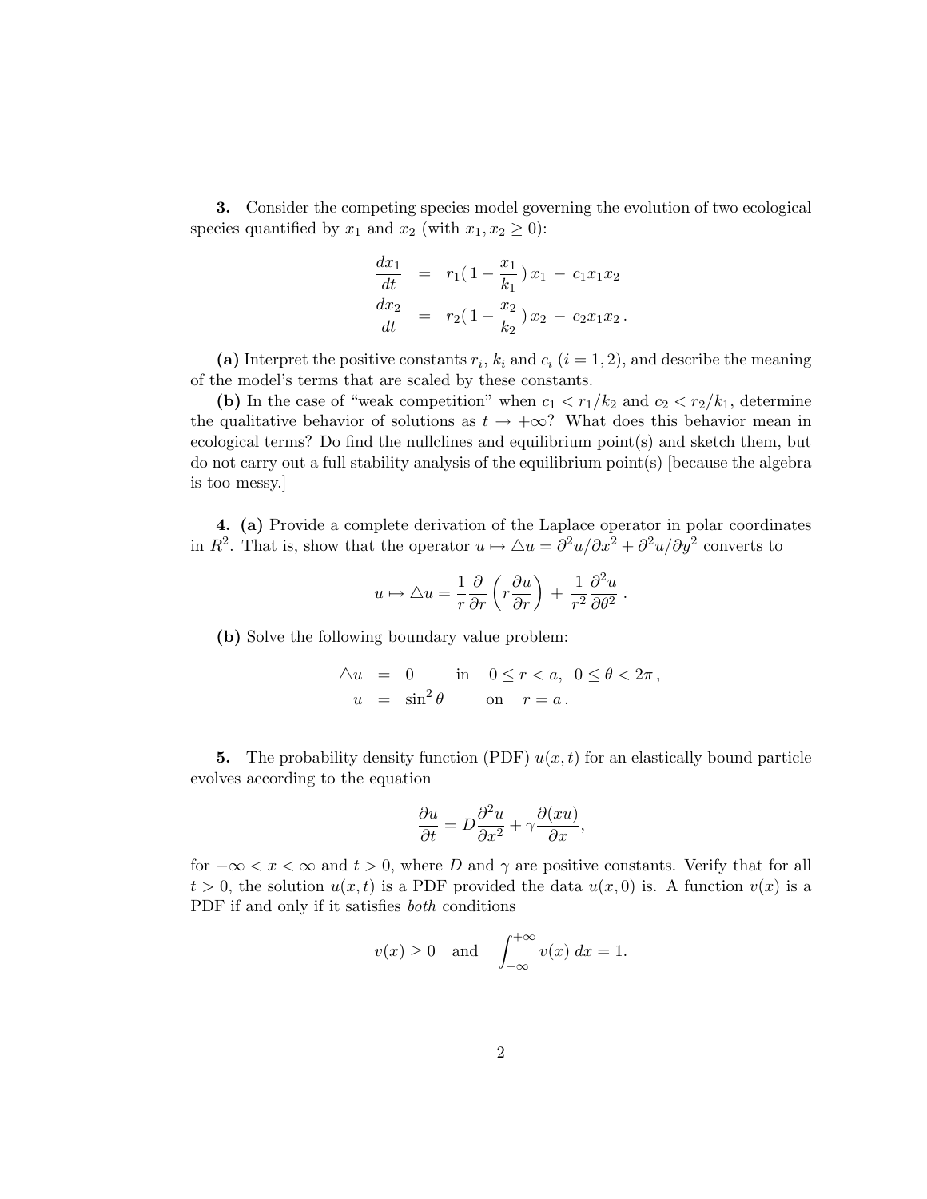**3.** Consider the competing species model governing the evolution of two ecological species quantified by $x_1$ and $x_2$ (with $x_1, x_2 \geq 0$):

$$\begin{aligned}
\frac{dx_1}{dt} &= r_1\left(1 - \frac{x_1}{k_1}\right) x_1 \; - \; c_1 x_1 x_2 \\
\frac{dx_2}{dt} &= r_2\left(1 - \frac{x_2}{k_2}\right) x_2 \; - \; c_2 x_1 x_2 \, .
\end{aligned}$$

**(a)** Interpret the positive constants $r_i$, $k_i$ and $c_i$ ($i = 1, 2$), and describe the meaning of the model's terms that are scaled by these constants.

**(b)** In the case of "weak competition" when $c_1 < r_1/k_2$ and $c_2 < r_2/k_1$, determine the qualitative behavior of solutions as $t \to +\infty$? What does this behavior mean in ecological terms? Do find the nullclines and equilibrium point(s) and sketch them, but do not carry out a full stability analysis of the equilibrium point(s) [because the algebra is too messy.]

**4. (a)** Provide a complete derivation of the Laplace operator in polar coordinates in $R^2$. That is, show that the operator $u \mapsto \triangle u = \partial^2 u/\partial x^2 + \partial^2 u/\partial y^2$ converts to

$$u \mapsto \triangle u = \frac{1}{r}\frac{\partial}{\partial r}\left(r \frac{\partial u}{\partial r}\right) \; + \; \frac{1}{r^2}\frac{\partial^2 u}{\partial \theta^2} \, .$$

**(b)** Solve the following boundary value problem:

$$\begin{aligned}
\triangle u &= 0 \qquad \text{in} \quad 0 \leq r < a, \;\; 0 \leq \theta < 2\pi \, , \\
u &= \sin^2 \theta \qquad \text{on} \quad r = a \, .
\end{aligned}$$

**5.** The probability density function (PDF) $u(x,t)$ for an elastically bound particle evolves according to the equation

$$\frac{\partial u}{\partial t} = D\frac{\partial^2 u}{\partial x^2} + \gamma \frac{\partial (xu)}{\partial x},$$

for $-\infty < x < \infty$ and $t > 0$, where $D$ and $\gamma$ are positive constants. Verify that for all $t > 0$, the solution $u(x,t)$ is a PDF provided the data $u(x,0)$ is. A function $v(x)$ is a PDF if and only if it satisfies *both* conditions

$$v(x) \geq 0 \quad \text{and} \quad \int_{-\infty}^{+\infty} v(x) \, dx = 1.$$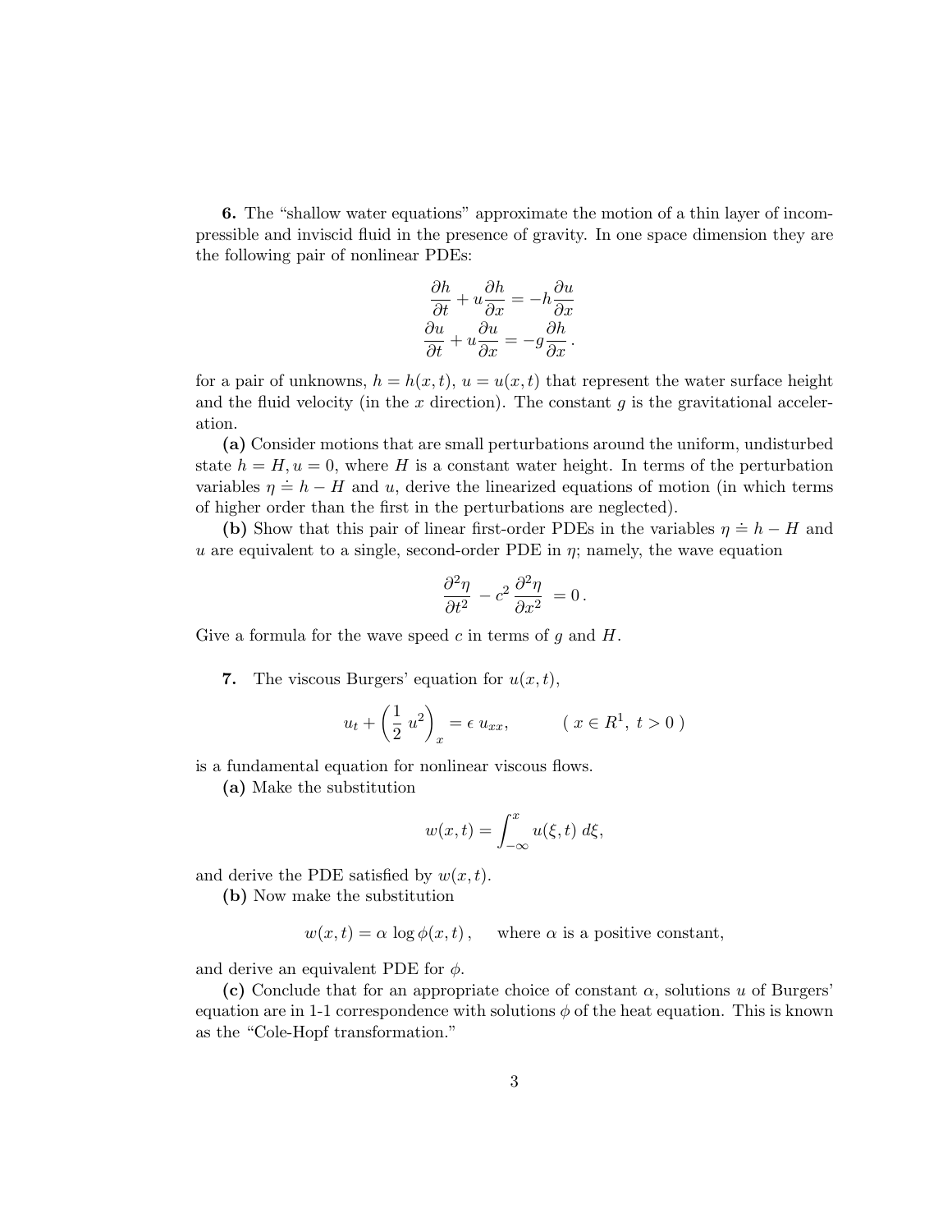**6.** The "shallow water equations" approximate the motion of a thin layer of incompressible and inviscid fluid in the presence of gravity. In one space dimension they are the following pair of nonlinear PDEs:

$$
\begin{aligned}
\frac{\partial h}{\partial t} + u\frac{\partial h}{\partial x} &= -h\frac{\partial u}{\partial x} \\
\frac{\partial u}{\partial t} + u\frac{\partial u}{\partial x} &= -g\frac{\partial h}{\partial x}\,.
\end{aligned}
$$

for a pair of unknowns, $h = h(x,t)$, $u = u(x,t)$ that represent the water surface height and the fluid velocity (in the $x$ direction). The constant $g$ is the gravitational acceleration.

**(a)** Consider motions that are small perturbations around the uniform, undisturbed state $h = H, u = 0$, where $H$ is a constant water height. In terms of the perturbation variables $\eta \doteq h - H$ and $u$, derive the linearized equations of motion (in which terms of higher order than the first in the perturbations are neglected).

**(b)** Show that this pair of linear first-order PDEs in the variables $\eta \doteq h - H$ and $u$ are equivalent to a single, second-order PDE in $\eta$; namely, the wave equation

$$
\frac{\partial^2 \eta}{\partial t^2} - c^2\,\frac{\partial^2 \eta}{\partial x^2} = 0\,.
$$

Give a formula for the wave speed $c$ in terms of $g$ and $H$.

**7.** The viscous Burgers' equation for $u(x,t)$,

$$
u_t + \left(\frac{1}{2}\,u^2\right)_x = \epsilon\,u_{xx}, \qquad (\,x \in R^1,\ t > 0\,)
$$

is a fundamental equation for nonlinear viscous flows.

**(a)** Make the substitution

$$
w(x,t) = \int_{-\infty}^{x} u(\xi,t)\,d\xi,
$$

and derive the PDE satisfied by $w(x,t)$.

**(b)** Now make the substitution

$$
w(x,t) = \alpha\,\log\phi(x,t)\,, \quad \text{where } \alpha \text{ is a positive constant,}
$$

and derive an equivalent PDE for $\phi$.

**(c)** Conclude that for an appropriate choice of constant $\alpha$, solutions $u$ of Burgers' equation are in 1-1 correspondence with solutions $\phi$ of the heat equation. This is known as the "Cole-Hopf transformation."